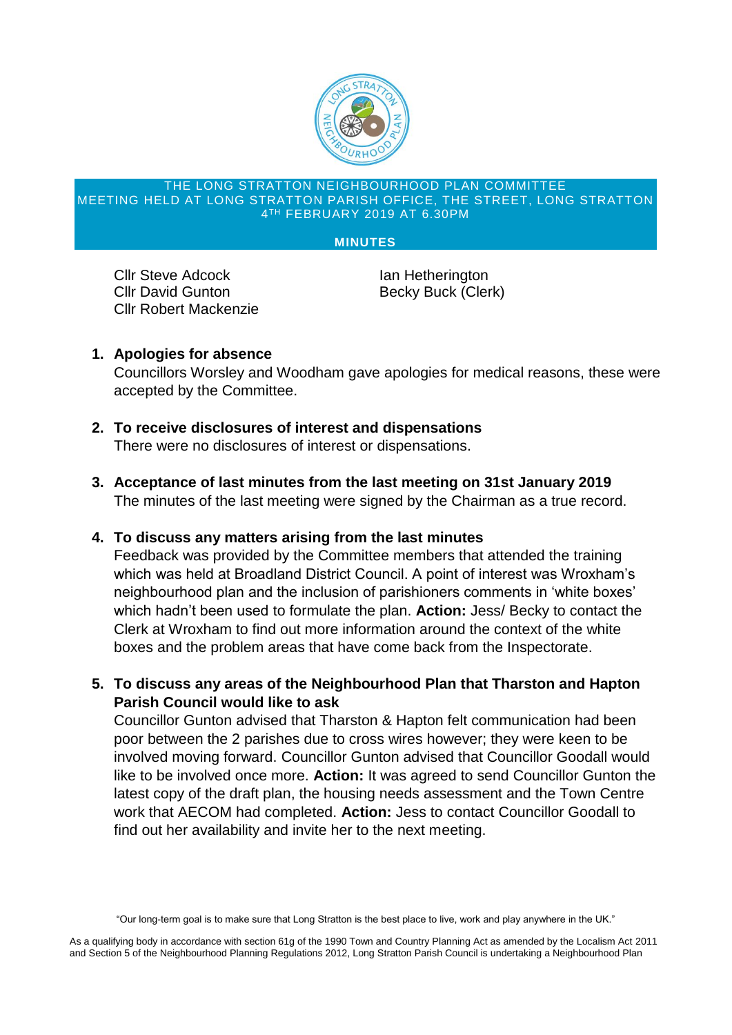THE LONG STRATTON NEIGHBOURHOOD PLAN COMMITTEE
MEETING HELD AT LONG STRATTON PARISH OFFICE, THE STREET, LONG STRATTON
4TH FEBRUARY 2019 AT 6.30PM

**MINUTES**

Cllr Steve Adcock
Cllr David Gunton
Cllr Robert Mackenzie
Ian Hetherington
Becky Buck (Clerk)

1. **Apologies for absence**
   Councillors Worsley and Woodham gave apologies for medical reasons, these were accepted by the Committee.

2. **To receive disclosures of interest and dispensations**
   There were no disclosures of interest or dispensations.

3. **Acceptance of last minutes from the last meeting on 31st January 2019**
   The minutes of the last meeting were signed by the Chairman as a true record.

4. **To discuss any matters arising from the last minutes**
   Feedback was provided by the Committee members that attended the training which was held at Broadland District Council. A point of interest was Wroxham's neighbourhood plan and the inclusion of parishioners comments in 'white boxes' which hadn't been used to formulate the plan. **Action:** Jess/ Becky to contact the Clerk at Wroxham to find out more information around the context of the white boxes and the problem areas that have come back from the Inspectorate.

5. **To discuss any areas of the Neighbourhood Plan that Tharston and Hapton Parish Council would like to ask**
   Councillor Gunton advised that Tharston & Hapton felt communication had been poor between the 2 parishes due to cross wires however; they were keen to be involved moving forward. Councillor Gunton advised that Councillor Goodall would like to be involved once more. **Action:** It was agreed to send Councillor Gunton the latest copy of the draft plan, the housing needs assessment and the Town Centre work that AECOM had completed. **Action:** Jess to contact Councillor Goodall to find out her availability and invite her to the next meeting.

"Our long-term goal is to make sure that Long Stratton is the best place to live, work and play anywhere in the UK."

As a qualifying body in accordance with section 61g of the 1990 Town and Country Planning Act as amended by the Localism Act 2011 and Section 5 of the Neighbourhood Planning Regulations 2012, Long Stratton Parish Council is undertaking a Neighbourhood Plan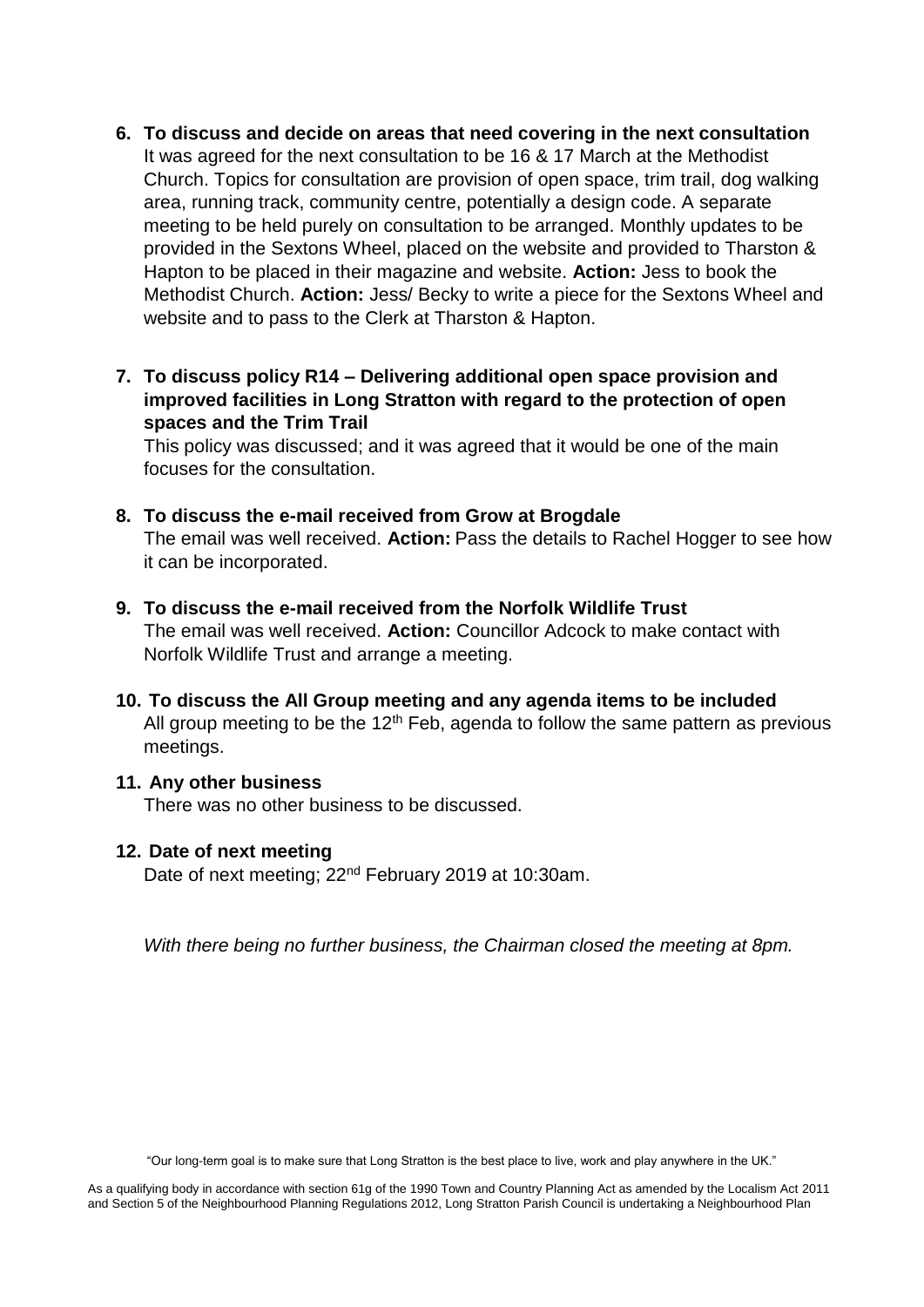6. **To discuss and decide on areas that need covering in the next consultation**
   It was agreed for the next consultation to be 16 & 17 March at the Methodist Church. Topics for consultation are provision of open space, trim trail, dog walking area, running track, community centre, potentially a design code. A separate meeting to be held purely on consultation to be arranged. Monthly updates to be provided in the Sextons Wheel, placed on the website and provided to Tharston & Hapton to be placed in their magazine and website. **Action:** Jess to book the Methodist Church. **Action:** Jess/ Becky to write a piece for the Sextons Wheel and website and to pass to the Clerk at Tharston & Hapton.

7. **To discuss policy R14 – Delivering additional open space provision and improved facilities in Long Stratton with regard to the protection of open spaces and the Trim Trail**
   This policy was discussed; and it was agreed that it would be one of the main focuses for the consultation.

8. **To discuss the e-mail received from Grow at Brogdale**
   The email was well received. **Action:** Pass the details to Rachel Hogger to see how it can be incorporated.

9. **To discuss the e-mail received from the Norfolk Wildlife Trust**
   The email was well received. **Action:** Councillor Adcock to make contact with Norfolk Wildlife Trust and arrange a meeting.

10. **To discuss the All Group meeting and any agenda items to be included**
    All group meeting to be the 12th Feb, agenda to follow the same pattern as previous meetings.

11. **Any other business**
    There was no other business to be discussed.

12. **Date of next meeting**
    Date of next meeting; 22nd February 2019 at 10:30am.

*With there being no further business, the Chairman closed the meeting at 8pm.*

"Our long-term goal is to make sure that Long Stratton is the best place to live, work and play anywhere in the UK."

As a qualifying body in accordance with section 61g of the 1990 Town and Country Planning Act as amended by the Localism Act 2011 and Section 5 of the Neighbourhood Planning Regulations 2012, Long Stratton Parish Council is undertaking a Neighbourhood Plan